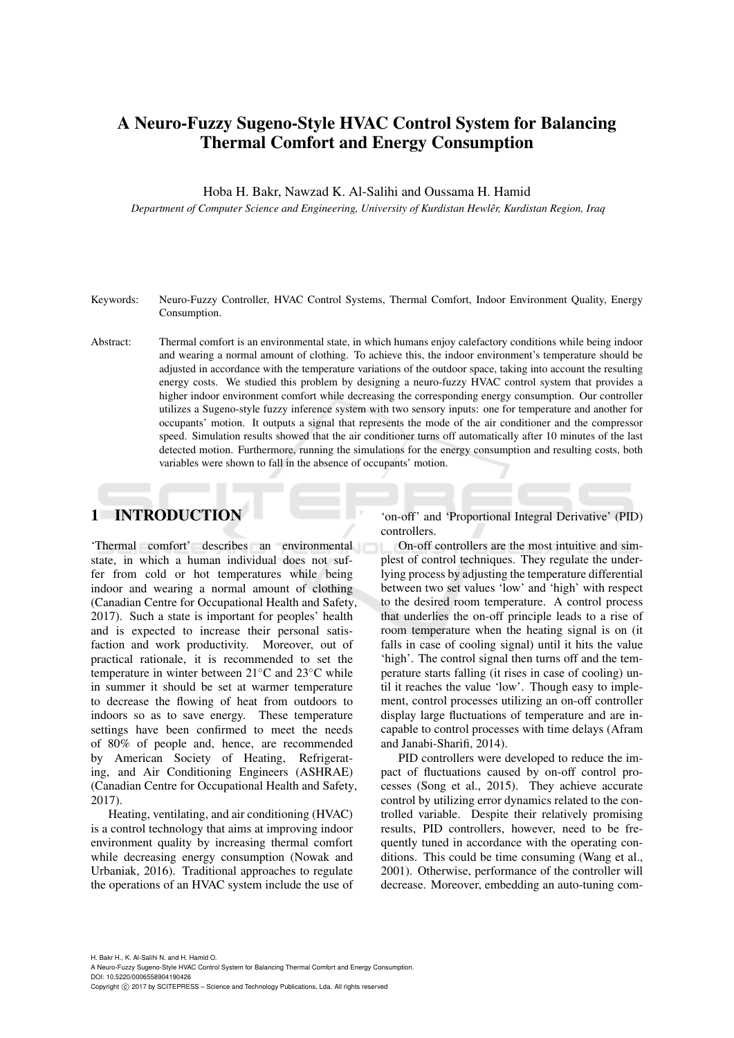# A Neuro-Fuzzy Sugeno-Style HVAC Control System for Balancing Thermal Comfort and Energy Consumption

Hoba H. Bakr, Nawzad K. Al-Salihi and Oussama H. Hamid

*Department of Computer Science and Engineering, University of Kurdistan Hewlêr, Kurdistan Region, Iraq*

Keywords: Neuro-Fuzzy Controller, HVAC Control Systems, Thermal Comfort, Indoor Environment Quality, Energy Consumption.

Abstract: Thermal comfort is an environmental state, in which humans enjoy calefactory conditions while being indoor and wearing a normal amount of clothing. To achieve this, the indoor environment's temperature should be adjusted in accordance with the temperature variations of the outdoor space, taking into account the resulting energy costs. We studied this problem by designing a neuro-fuzzy HVAC control system that provides a higher indoor environment comfort while decreasing the corresponding energy consumption. Our controller utilizes a Sugeno-style fuzzy inference system with two sensory inputs: one for temperature and another for occupants' motion. It outputs a signal that represents the mode of the air conditioner and the compressor speed. Simulation results showed that the air conditioner turns off automatically after 10 minutes of the last detected motion. Furthermore, running the simulations for the energy consumption and resulting costs, both variables were shown to fall in the absence of occupants' motion.

## 1 INTRODUCTION

'Thermal comfort' describes an environmental state, in which a human individual does not suffer from cold or hot temperatures while being indoor and wearing a normal amount of clothing (Canadian Centre for Occupational Health and Safety, 2017). Such a state is important for peoples' health and is expected to increase their personal satisfaction and work productivity. Moreover, out of practical rationale, it is recommended to set the temperature in winter between 21°C and 23°C while in summer it should be set at warmer temperature to decrease the flowing of heat from outdoors to indoors so as to save energy. These temperature settings have been confirmed to meet the needs of 80% of people and, hence, are recommended by American Society of Heating, Refrigerating, and Air Conditioning Engineers (ASHRAE) (Canadian Centre for Occupational Health and Safety, 2017).

Heating, ventilating, and air conditioning (HVAC) is a control technology that aims at improving indoor environment quality by increasing thermal comfort while decreasing energy consumption (Nowak and Urbaniak, 2016). Traditional approaches to regulate the operations of an HVAC system include the use of 'on-off' and 'Proportional Integral Derivative' (PID) controllers.

On-off controllers are the most intuitive and simplest of control techniques. They regulate the underlying process by adjusting the temperature differential between two set values 'low' and 'high' with respect to the desired room temperature. A control process that underlies the on-off principle leads to a rise of room temperature when the heating signal is on (it falls in case of cooling signal) until it hits the value 'high'. The control signal then turns off and the temperature starts falling (it rises in case of cooling) until it reaches the value 'low'. Though easy to implement, control processes utilizing an on-off controller display large fluctuations of temperature and are incapable to control processes with time delays (Afram and Janabi-Sharifi, 2014).

PID controllers were developed to reduce the impact of fluctuations caused by on-off control processes (Song et al., 2015). They achieve accurate control by utilizing error dynamics related to the controlled variable. Despite their relatively promising results, PID controllers, however, need to be frequently tuned in accordance with the operating conditions. This could be time consuming (Wang et al., 2001). Otherwise, performance of the controller will decrease. Moreover, embedding an auto-tuning com-

H. Bakr H., K. Al-Salihi N. and H. Hamid O.
A Neuro-Fuzzy Sugeno-Style HVAC Control System for Balancing Thermal Comfort and Energy Consumption.
DOI: 10.5220/0006558904190426
Copyright © 2017 by SCITEPRESS – Science and Technology Publications, Lda. All rights reserved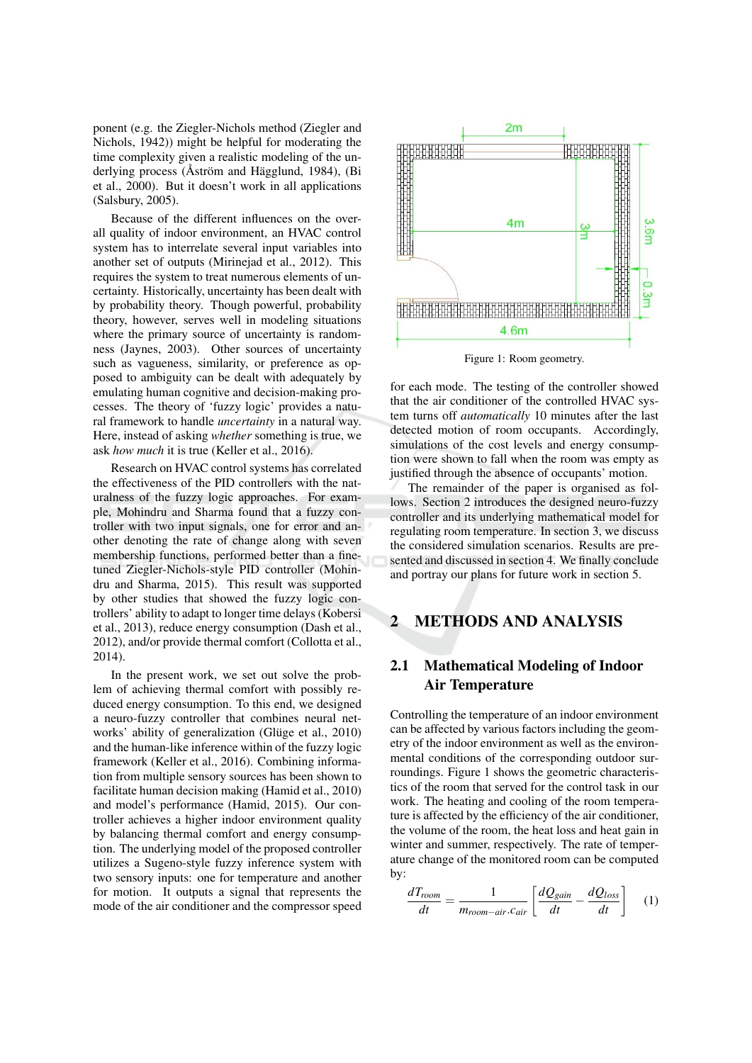ponent (e.g. the Ziegler-Nichols method (Ziegler and Nichols, 1942)) might be helpful for moderating the time complexity given a realistic modeling of the underlying process (Åström and Hägglund, 1984), (Bi et al., 2000). But it doesn't work in all applications (Salsbury, 2005).

Because of the different influences on the overall quality of indoor environment, an HVAC control system has to interrelate several input variables into another set of outputs (Mirinejad et al., 2012). This requires the system to treat numerous elements of uncertainty. Historically, uncertainty has been dealt with by probability theory. Though powerful, probability theory, however, serves well in modeling situations where the primary source of uncertainty is randomness (Jaynes, 2003). Other sources of uncertainty such as vagueness, similarity, or preference as opposed to ambiguity can be dealt with adequately by emulating human cognitive and decision-making processes. The theory of 'fuzzy logic' provides a natural framework to handle *uncertainty* in a natural way. Here, instead of asking *whether* something is true, we ask *how much* it is true (Keller et al., 2016).

Research on HVAC control systems has correlated the effectiveness of the PID controllers with the naturalness of the fuzzy logic approaches. For example, Mohindru and Sharma found that a fuzzy controller with two input signals, one for error and another denoting the rate of change along with seven membership functions, performed better than a fine-tuned Ziegler-Nichols-style PID controller (Mohindru and Sharma, 2015). This result was supported by other studies that showed the fuzzy logic controllers' ability to adapt to longer time delays (Kobersi et al., 2013), reduce energy consumption (Dash et al., 2012), and/or provide thermal comfort (Collotta et al., 2014).

In the present work, we set out solve the problem of achieving thermal comfort with possibly reduced energy consumption. To this end, we designed a neuro-fuzzy controller that combines neural networks' ability of generalization (Glüge et al., 2010) and the human-like inference within of the fuzzy logic framework (Keller et al., 2016). Combining information from multiple sensory sources has been shown to facilitate human decision making (Hamid et al., 2010) and model's performance (Hamid, 2015). Our controller achieves a higher indoor environment quality by balancing thermal comfort and energy consumption. The underlying model of the proposed controller utilizes a Sugeno-style fuzzy inference system with two sensory inputs: one for temperature and another for motion. It outputs a signal that represents the mode of the air conditioner and the compressor speed for each mode. The testing of the controller showed that the air conditioner of the controlled HVAC system turns off *automatically* 10 minutes after the last detected motion of room occupants. Accordingly, simulations of the cost levels and energy consumption were shown to fall when the room was empty as justified through the absence of occupants' motion.

The remainder of the paper is organised as follows. Section 2 introduces the designed neuro-fuzzy controller and its underlying mathematical model for regulating room temperature. In section 3, we discuss the considered simulation scenarios. Results are presented and discussed in section 4. We finally conclude and portray our plans for future work in section 5.

Figure 1: Room geometry.

## 2 METHODS AND ANALYSIS

### 2.1 Mathematical Modeling of Indoor Air Temperature

Controlling the temperature of an indoor environment can be affected by various factors including the geometry of the indoor environment as well as the environmental conditions of the corresponding outdoor surroundings. Figure 1 shows the geometric characteristics of the room that served for the control task in our work. The heating and cooling of the room temperature is affected by the efficiency of the air conditioner, the volume of the room, the heat loss and heat gain in winter and summer, respectively. The rate of temperature change of the monitored room can be computed by:

$$\frac{dT_{room}}{dt} = \frac{1}{m_{room-air}.c_{air}} \left[ \frac{dQ_{gain}}{dt} - \frac{dQ_{loss}}{dt} \right] \quad (1)$$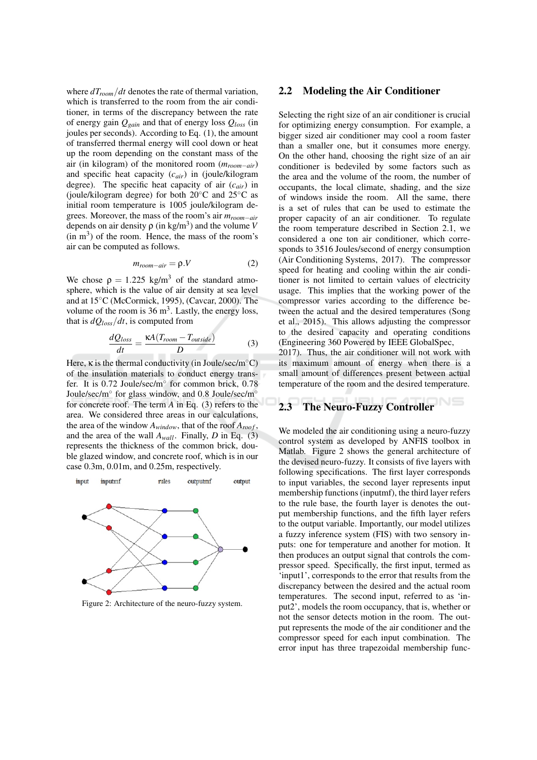where $dT_{room}/dt$ denotes the rate of thermal variation, which is transferred to the room from the air conditioner, in terms of the discrepancy between the rate of energy gain $Q_{gain}$ and that of energy loss $Q_{loss}$ (in joules per seconds). According to Eq. (1), the amount of transferred thermal energy will cool down or heat up the room depending on the constant mass of the air (in kilogram) of the monitored room ($m_{room-air}$) and specific heat capacity ($c_{air}$) in (joule/kilogram degree). The specific heat capacity of air ($c_{air}$) in (joule/kilogram degree) for both 20°C and 25°C as initial room temperature is 1005 joule/kilogram degrees. Moreover, the mass of the room's air $m_{room-air}$ depends on air density $\rho$ (in kg/m$^3$) and the volume $V$ (in m$^3$) of the room. Hence, the mass of the room's air can be computed as follows.

$$m_{room-air} = \rho . V \tag{2}$$

We chose $\rho = 1.225$ kg/m$^3$ of the standard atmosphere, which is the value of air density at sea level and at 15°C (McCormick, 1995), (Cavcar, 2000). The volume of the room is 36 m$^3$. Lastly, the energy loss, that is $dQ_{loss}/dt$, is computed from

$$\frac{dQ_{loss}}{dt} = \frac{\kappa A (T_{room} - T_{outside})}{D} \tag{3}$$

Here, $\kappa$ is the thermal conductivity (in Joule/sec/m°C) of the insulation materials to conduct energy transfer. It is 0.72 Joule/sec/m° for common brick, 0.78 Joule/sec/m° for glass window, and 0.8 Joule/sec/m° for concrete roof. The term $A$ in Eq. (3) refers to the area. We considered three areas in our calculations, the area of the window $A_{window}$, that of the roof $A_{roof}$, and the area of the wall $A_{wall}$. Finally, $D$ in Eq. (3) represents the thickness of the common brick, double glazed window, and concrete roof, which is in our case 0.3m, 0.01m, and 0.25m, respectively.

Figure 2: Architecture of the neuro-fuzzy system.

## 2.2 Modeling the Air Conditioner

Selecting the right size of an air conditioner is crucial for optimizing energy consumption. For example, a bigger sized air conditioner may cool a room faster than a smaller one, but it consumes more energy. On the other hand, choosing the right size of an air conditioner is bedeviled by some factors such as the area and the volume of the room, the number of occupants, the local climate, shading, and the size of windows inside the room. All the same, there is a set of rules that can be used to estimate the proper capacity of an air conditioner. To regulate the room temperature described in Section 2.1, we considered a one ton air conditioner, which corresponds to 3516 Joules/second of energy consumption (Air Conditioning Systems, 2017). The compressor speed for heating and cooling within the air conditioner is not limited to certain values of electricity usage. This implies that the working power of the compressor varies according to the difference between the actual and the desired temperatures (Song et al., 2015). This allows adjusting the compressor to the desired capacity and operating conditions (Engineering 360 Powered by IEEE GlobalSpec, 2017). Thus, the air conditioner will not work with its maximum amount of energy when there is a small amount of differences present between actual temperature of the room and the desired temperature.

## 2.3 The Neuro-Fuzzy Controller

We modeled the air conditioning using a neuro-fuzzy control system as developed by ANFIS toolbox in Matlab. Figure 2 shows the general architecture of the devised neuro-fuzzy. It consists of five layers with following specifications. The first layer corresponds to input variables, the second layer represents input membership functions (inputmf), the third layer refers to the rule base, the fourth layer is denotes the output membership functions, and the fifth layer refers to the output variable. Importantly, our model utilizes a fuzzy inference system (FIS) with two sensory inputs: one for temperature and another for motion. It then produces an output signal that controls the compressor speed. Specifically, the first input, termed as 'input1', corresponds to the error that results from the discrepancy between the desired and the actual room temperatures. The second input, referred to as 'input2', models the room occupancy, that is, whether or not the sensor detects motion in the room. The output represents the mode of the air conditioner and the compressor speed for each input combination. The error input has three trapezoidal membership func-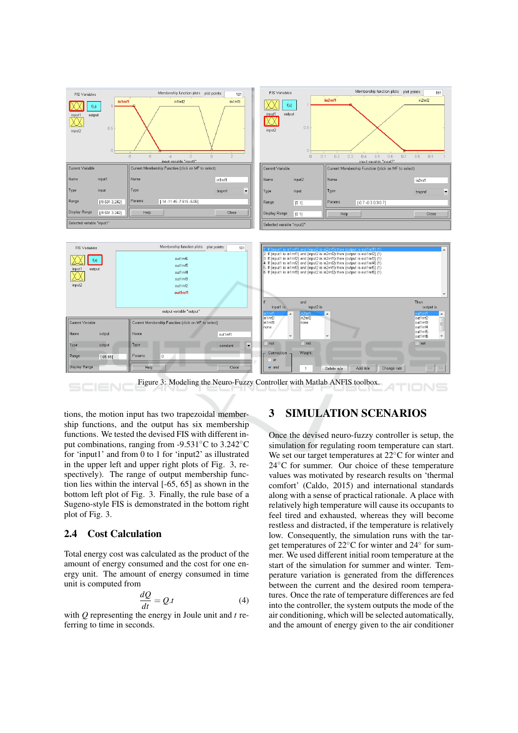Figure 3: Modeling the Neuro-Fuzzy Controller with Matlab ANFIS toolbox.

tions, the motion input has two trapezoidal membership functions, and the output has six membership functions. We tested the devised FIS with different input combinations, ranging from -9.531°C to 3.242°C for 'input1' and from 0 to 1 for 'input2' as illustrated in the upper left and upper right plots of Fig. 3, respectively). The range of output membership function lies within the interval [-65, 65] as shown in the bottom left plot of Fig. 3. Finally, the rule base of a Sugeno-style FIS is demonstrated in the bottom right plot of Fig. 3.

### 2.4 Cost Calculation

Total energy cost was calculated as the product of the amount of energy consumed and the cost for one energy unit. The amount of energy consumed in time unit is computed from

$$\frac{dQ}{dt} = Q.t \tag{4}$$

with $Q$ representing the energy in Joule unit and $t$ referring to time in seconds.

## 3 SIMULATION SCENARIOS

Once the devised neuro-fuzzy controller is setup, the simulation for regulating room temperature can start. We set our target temperatures at 22°C for winter and 24°C for summer. Our choice of these temperature values was motivated by research results on 'thermal comfort' (Caldo, 2015) and international standards along with a sense of practical rationale. A place with relatively high temperature will cause its occupants to feel tired and exhausted, whereas they will become restless and distracted, if the temperature is relatively low. Consequently, the simulation runs with the target temperatures of 22°C for winter and 24° for summer. We used different initial room temperature at the start of the simulation for summer and winter. Temperature variation is generated from the differences between the current and the desired room temperatures. Once the rate of temperature differences are fed into the controller, the system outputs the mode of the air conditioning, which will be selected automatically, and the amount of energy given to the air conditioner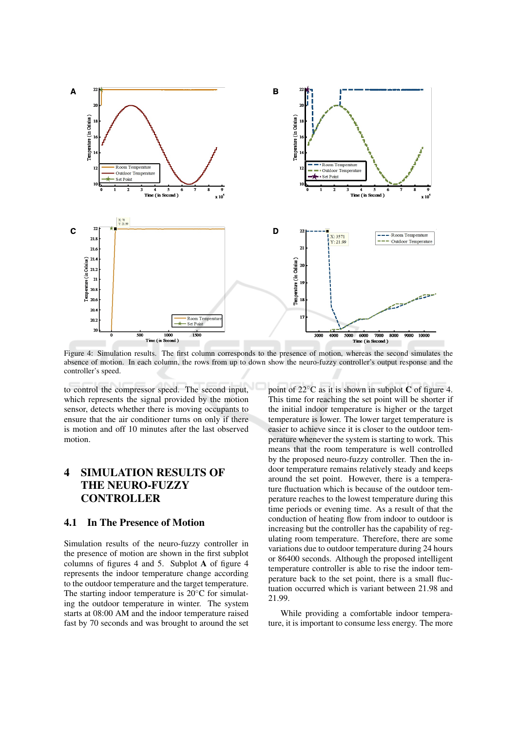Figure 4: Simulation results. The first column corresponds to the presence of motion, whereas the second simulates the absence of motion. In each column, the rows from up to down show the neuro-fuzzy controller's output response and the controller's speed.

to control the compressor speed. The second input, which represents the signal provided by the motion sensor, detects whether there is moving occupants to ensure that the air conditioner turns on only if there is motion and off 10 minutes after the last observed motion.

# 4 SIMULATION RESULTS OF THE NEURO-FUZZY CONTROLLER

## 4.1 In The Presence of Motion

Simulation results of the neuro-fuzzy controller in the presence of motion are shown in the first subplot columns of figures 4 and 5. Subplot **A** of figure 4 represents the indoor temperature change according to the outdoor temperature and the target temperature. The starting indoor temperature is 20°C for simulating the outdoor temperature in winter. The system starts at 08:00 AM and the indoor temperature raised fast by 70 seconds and was brought to around the set point of 22°C as it is shown in subplot **C** of figure 4. This time for reaching the set point will be shorter if the initial indoor temperature is higher or the target temperature is lower. The lower target temperature is easier to achieve since it is closer to the outdoor temperature whenever the system is starting to work. This means that the room temperature is well controlled by the proposed neuro-fuzzy controller. Then the indoor temperature remains relatively steady and keeps around the set point. However, there is a temperature fluctuation which is because of the outdoor temperature reaches to the lowest temperature during this time periods or evening time. As a result of that the conduction of heating flow from indoor to outdoor is increasing but the controller has the capability of regulating room temperature. Therefore, there are some variations due to outdoor temperature during 24 hours or 86400 seconds. Although the proposed intelligent temperature controller is able to rise the indoor temperature back to the set point, there is a small fluctuation occurred which is variant between 21.98 and 21.99.

While providing a comfortable indoor temperature, it is important to consume less energy. The more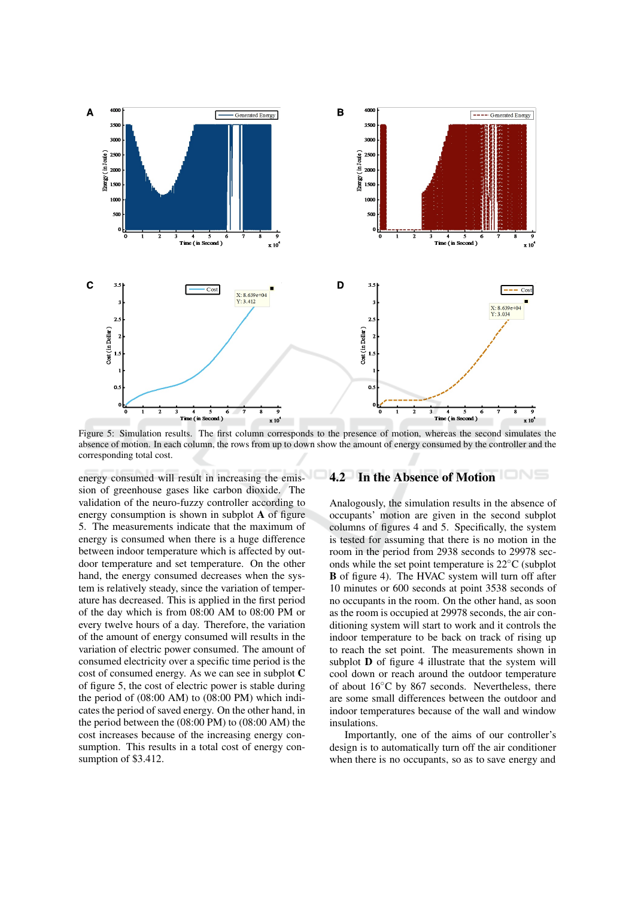Figure 5: Simulation results. The first column corresponds to the presence of motion, whereas the second simulates the absence of motion. In each column, the rows from up to down show the amount of energy consumed by the controller and the corresponding total cost.

energy consumed will result in increasing the emission of greenhouse gases like carbon dioxide. The validation of the neuro-fuzzy controller according to energy consumption is shown in subplot **A** of figure 5. The measurements indicate that the maximum of energy is consumed when there is a huge difference between indoor temperature which is affected by outdoor temperature and set temperature. On the other hand, the energy consumed decreases when the system is relatively steady, since the variation of temperature has decreased. This is applied in the first period of the day which is from 08:00 AM to 08:00 PM or every twelve hours of a day. Therefore, the variation of the amount of energy consumed will results in the variation of electric power consumed. The amount of consumed electricity over a specific time period is the cost of consumed energy. As we can see in subplot **C** of figure 5, the cost of electric power is stable during the period of (08:00 AM) to (08:00 PM) which indicates the period of saved energy. On the other hand, in the period between the (08:00 PM) to (08:00 AM) the cost increases because of the increasing energy consumption. This results in a total cost of energy consumption of $3.412.

## 4.2 In the Absence of Motion

Analogously, the simulation results in the absence of occupants' motion are given in the second subplot columns of figures 4 and 5. Specifically, the system is tested for assuming that there is no motion in the room in the period from 2938 seconds to 29978 seconds while the set point temperature is 22°C (subplot **B** of figure 4). The HVAC system will turn off after 10 minutes or 600 seconds at point 3538 seconds of no occupants in the room. On the other hand, as soon as the room is occupied at 29978 seconds, the air conditioning system will start to work and it controls the indoor temperature to be back on track of rising up to reach the set point. The measurements shown in subplot **D** of figure 4 illustrate that the system will cool down or reach around the outdoor temperature of about 16°C by 867 seconds. Nevertheless, there are some small differences between the outdoor and indoor temperatures because of the wall and window insulations.

Importantly, one of the aims of our controller's design is to automatically turn off the air conditioner when there is no occupants, so as to save energy and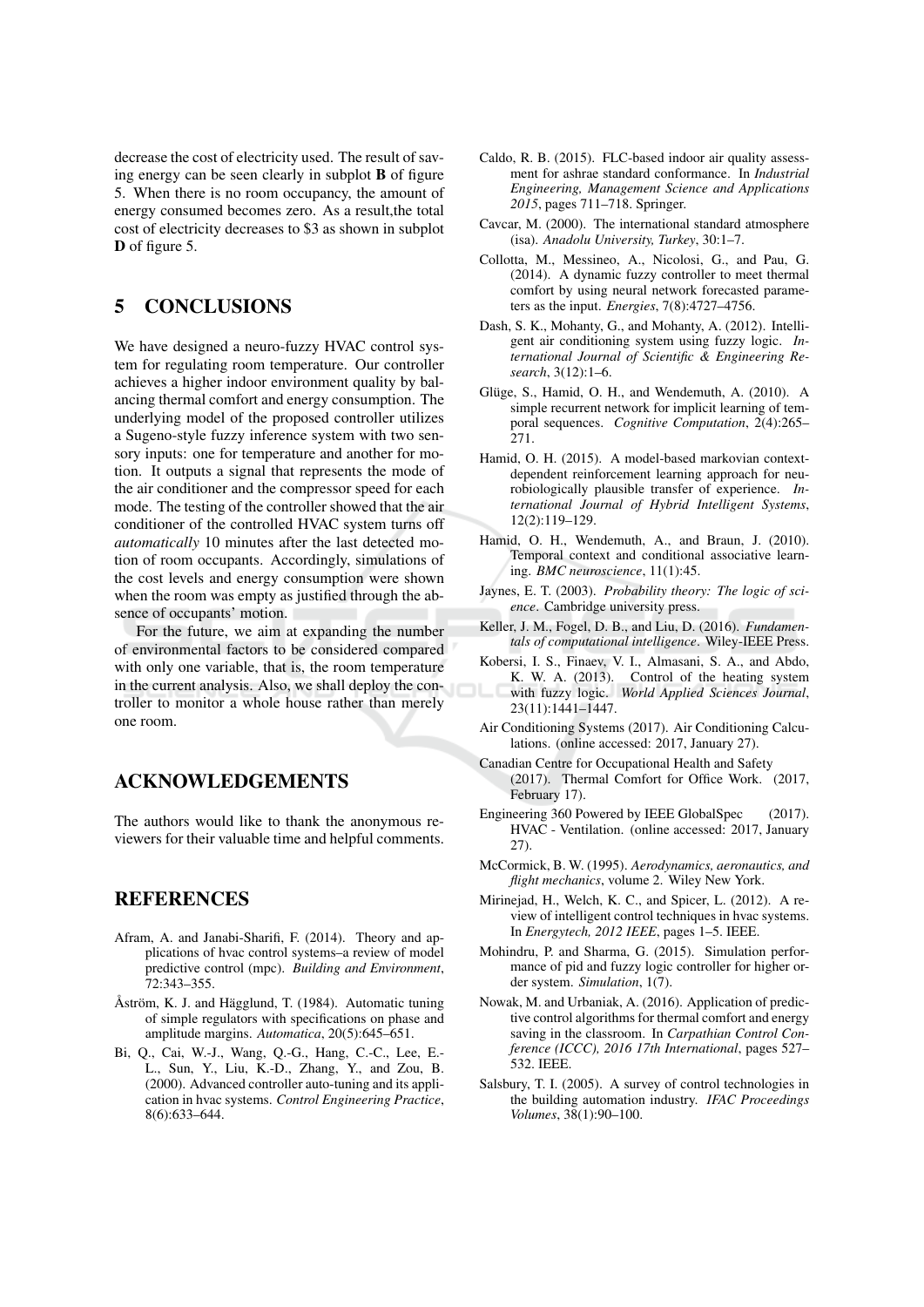decrease the cost of electricity used. The result of saving energy can be seen clearly in subplot **B** of figure 5. When there is no room occupancy, the amount of energy consumed becomes zero. As a result,the total cost of electricity decreases to \$3 as shown in subplot **D** of figure 5.

## 5 CONCLUSIONS

We have designed a neuro-fuzzy HVAC control system for regulating room temperature. Our controller achieves a higher indoor environment quality by balancing thermal comfort and energy consumption. The underlying model of the proposed controller utilizes a Sugeno-style fuzzy inference system with two sensory inputs: one for temperature and another for motion. It outputs a signal that represents the mode of the air conditioner and the compressor speed for each mode. The testing of the controller showed that the air conditioner of the controlled HVAC system turns off *automatically* 10 minutes after the last detected motion of room occupants. Accordingly, simulations of the cost levels and energy consumption were shown when the room was empty as justified through the absence of occupants' motion.

For the future, we aim at expanding the number of environmental factors to be considered compared with only one variable, that is, the room temperature in the current analysis. Also, we shall deploy the controller to monitor a whole house rather than merely one room.

## ACKNOWLEDGEMENTS

The authors would like to thank the anonymous reviewers for their valuable time and helpful comments.

## REFERENCES

Afram, A. and Janabi-Sharifi, F. (2014). Theory and applications of hvac control systems–a review of model predictive control (mpc). *Building and Environment*, 72:343–355.

Åström, K. J. and Hägglund, T. (1984). Automatic tuning of simple regulators with specifications on phase and amplitude margins. *Automatica*, 20(5):645–651.

Bi, Q., Cai, W.-J., Wang, Q.-G., Hang, C.-C., Lee, E.-L., Sun, Y., Liu, K.-D., Zhang, Y., and Zou, B. (2000). Advanced controller auto-tuning and its application in hvac systems. *Control Engineering Practice*, 8(6):633–644.

Caldo, R. B. (2015). FLC-based indoor air quality assessment for ashrae standard conformance. In *Industrial Engineering, Management Science and Applications 2015*, pages 711–718. Springer.

Cavcar, M. (2000). The international standard atmosphere (isa). *Anadolu University, Turkey*, 30:1–7.

Collotta, M., Messineo, A., Nicolosi, G., and Pau, G. (2014). A dynamic fuzzy controller to meet thermal comfort by using neural network forecasted parameters as the input. *Energies*, 7(8):4727–4756.

Dash, S. K., Mohanty, G., and Mohanty, A. (2012). Intelligent air conditioning system using fuzzy logic. *International Journal of Scientific & Engineering Research*, 3(12):1–6.

Glüge, S., Hamid, O. H., and Wendemuth, A. (2010). A simple recurrent network for implicit learning of temporal sequences. *Cognitive Computation*, 2(4):265–271.

Hamid, O. H. (2015). A model-based markovian context-dependent reinforcement learning approach for neurobiologically plausible transfer of experience. *International Journal of Hybrid Intelligent Systems*, 12(2):119–129.

Hamid, O. H., Wendemuth, A., and Braun, J. (2010). Temporal context and conditional associative learning. *BMC neuroscience*, 11(1):45.

Jaynes, E. T. (2003). *Probability theory: The logic of science*. Cambridge university press.

Keller, J. M., Fogel, D. B., and Liu, D. (2016). *Fundamentals of computational intelligence*. Wiley-IEEE Press.

Kobersi, I. S., Finaev, V. I., Almasani, S. A., and Abdo, K. W. A. (2013). Control of the heating system with fuzzy logic. *World Applied Sciences Journal*, 23(11):1441–1447.

Air Conditioning Systems (2017). Air Conditioning Calculations. (online accessed: 2017, January 27).

Canadian Centre for Occupational Health and Safety (2017). Thermal Comfort for Office Work. (2017, February 17).

Engineering 360 Powered by IEEE GlobalSpec (2017). HVAC - Ventilation. (online accessed: 2017, January 27).

McCormick, B. W. (1995). *Aerodynamics, aeronautics, and flight mechanics*, volume 2. Wiley New York.

Mirinejad, H., Welch, K. C., and Spicer, L. (2012). A review of intelligent control techniques in hvac systems. In *Energytech, 2012 IEEE*, pages 1–5. IEEE.

Mohindru, P. and Sharma, G. (2015). Simulation performance of pid and fuzzy logic controller for higher order system. *Simulation*, 1(7).

Nowak, M. and Urbaniak, A. (2016). Application of predictive control algorithms for thermal comfort and energy saving in the classroom. In *Carpathian Control Conference (ICCC), 2016 17th International*, pages 527–532. IEEE.

Salsbury, T. I. (2005). A survey of control technologies in the building automation industry. *IFAC Proceedings Volumes*, 38(1):90–100.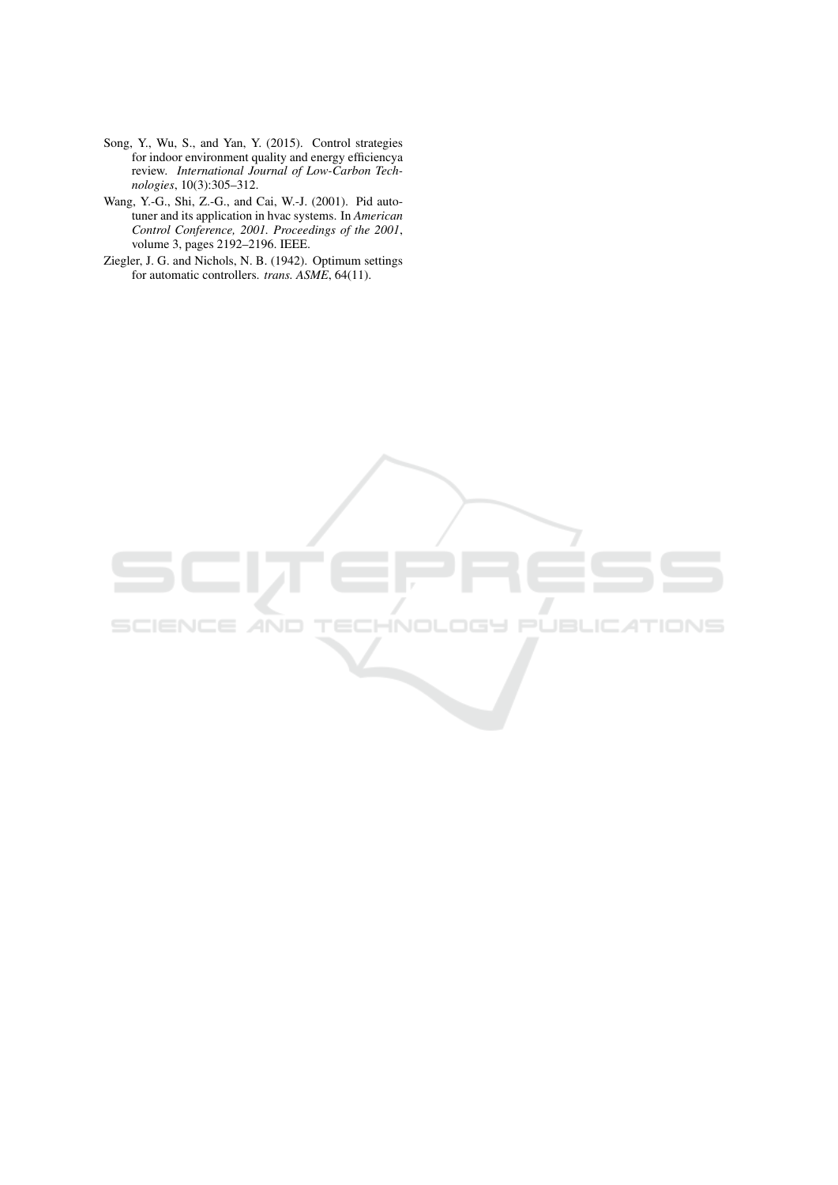Song, Y., Wu, S., and Yan, Y. (2015). Control strategies for indoor environment quality and energy efficiencya review. *International Journal of Low-Carbon Technologies*, 10(3):305–312.

Wang, Y.-G., Shi, Z.-G., and Cai, W.-J. (2001). Pid autotuner and its application in hvac systems. In *American Control Conference, 2001. Proceedings of the 2001*, volume 3, pages 2192–2196. IEEE.

Ziegler, J. G. and Nichols, N. B. (1942). Optimum settings for automatic controllers. *trans. ASME*, 64(11).